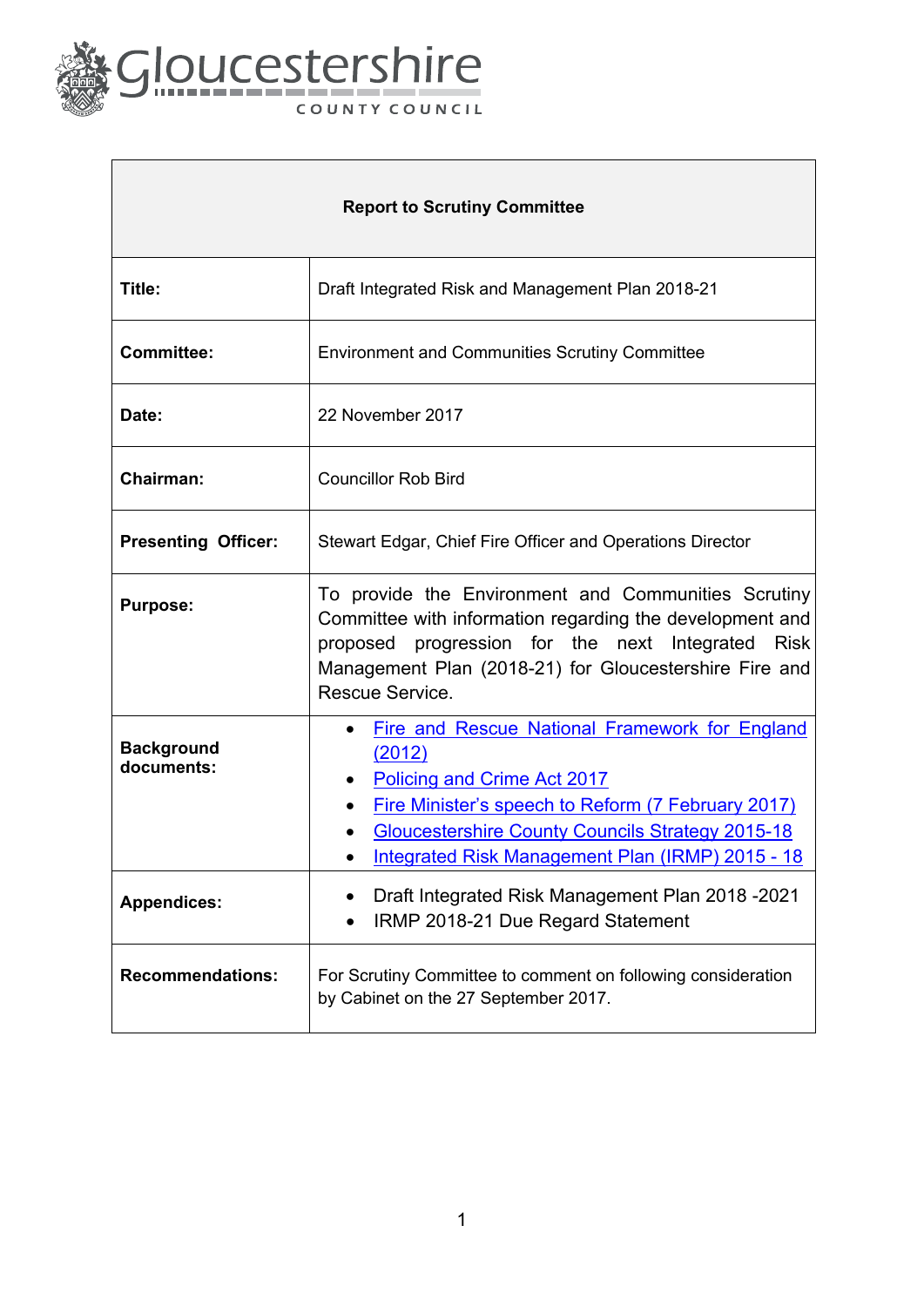Gloucestershire
COUNTY COUNCIL

| Report to Scrutiny Committee | |
|---|---|
| **Title:** | Draft Integrated Risk and Management Plan 2018-21 |
| **Committee:** | Environment and Communities Scrutiny Committee |
| **Date:** | 22 November 2017 |
| **Chairman:** | Councillor Rob Bird |
| **Presenting Officer:** | Stewart Edgar, Chief Fire Officer and Operations Director |
| **Purpose:** | To provide the Environment and Communities Scrutiny Committee with information regarding the development and proposed progression for the next Integrated Risk Management Plan (2018-21) for Gloucestershire Fire and Rescue Service. |
| **Background documents:** | • Fire and Rescue National Framework for England (2012)<br>• Policing and Crime Act 2017<br>• Fire Minister's speech to Reform (7 February 2017)<br>• Gloucestershire County Councils Strategy 2015-18<br>• Integrated Risk Management Plan (IRMP) 2015 - 18 |
| **Appendices:** | • Draft Integrated Risk Management Plan 2018 -2021<br>• IRMP 2018-21 Due Regard Statement |
| **Recommendations:** | For Scrutiny Committee to comment on following consideration by Cabinet on the 27 September 2017. |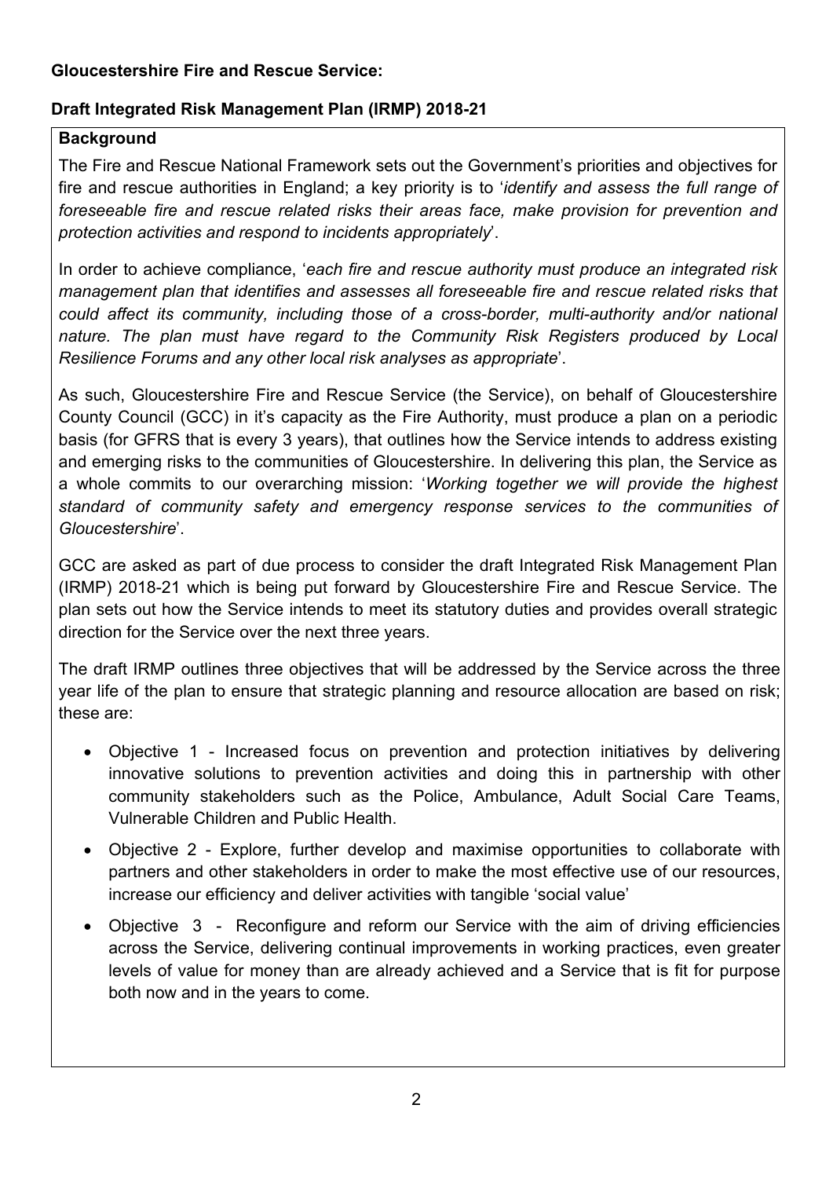**Gloucestershire Fire and Rescue Service:**

**Draft Integrated Risk Management Plan (IRMP) 2018-21**

**Background**

The Fire and Rescue National Framework sets out the Government's priorities and objectives for fire and rescue authorities in England; a key priority is to '*identify and assess the full range of foreseeable fire and rescue related risks their areas face, make provision for prevention and protection activities and respond to incidents appropriately*'.

In order to achieve compliance, '*each fire and rescue authority must produce an integrated risk management plan that identifies and assesses all foreseeable fire and rescue related risks that could affect its community, including those of a cross-border, multi-authority and/or national nature. The plan must have regard to the Community Risk Registers produced by Local Resilience Forums and any other local risk analyses as appropriate*'.

As such, Gloucestershire Fire and Rescue Service (the Service), on behalf of Gloucestershire County Council (GCC) in it's capacity as the Fire Authority, must produce a plan on a periodic basis (for GFRS that is every 3 years), that outlines how the Service intends to address existing and emerging risks to the communities of Gloucestershire. In delivering this plan, the Service as a whole commits to our overarching mission: '*Working together we will provide the highest standard of community safety and emergency response services to the communities of Gloucestershire*'.

GCC are asked as part of due process to consider the draft Integrated Risk Management Plan (IRMP) 2018-21 which is being put forward by Gloucestershire Fire and Rescue Service. The plan sets out how the Service intends to meet its statutory duties and provides overall strategic direction for the Service over the next three years.

The draft IRMP outlines three objectives that will be addressed by the Service across the three year life of the plan to ensure that strategic planning and resource allocation are based on risk; these are:

- Objective 1 - Increased focus on prevention and protection initiatives by delivering innovative solutions to prevention activities and doing this in partnership with other community stakeholders such as the Police, Ambulance, Adult Social Care Teams, Vulnerable Children and Public Health.
- Objective 2 - Explore, further develop and maximise opportunities to collaborate with partners and other stakeholders in order to make the most effective use of our resources, increase our efficiency and deliver activities with tangible 'social value'
- Objective 3 - Reconfigure and reform our Service with the aim of driving efficiencies across the Service, delivering continual improvements in working practices, even greater levels of value for money than are already achieved and a Service that is fit for purpose both now and in the years to come.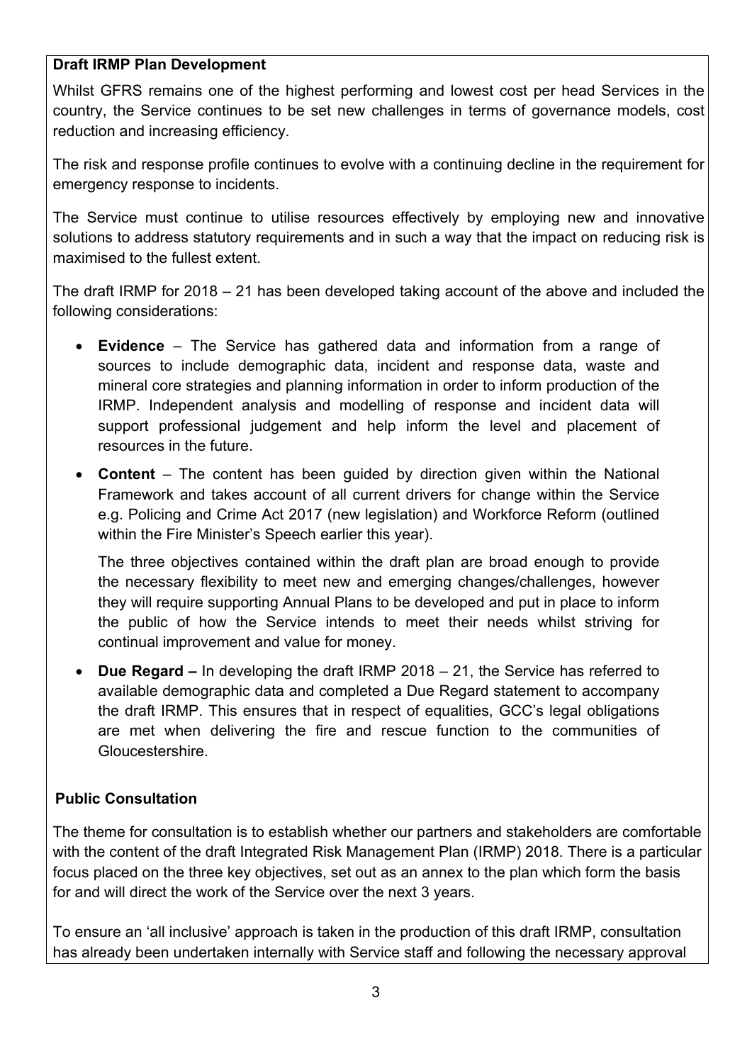**Draft IRMP Plan Development**

Whilst GFRS remains one of the highest performing and lowest cost per head Services in the country, the Service continues to be set new challenges in terms of governance models, cost reduction and increasing efficiency.

The risk and response profile continues to evolve with a continuing decline in the requirement for emergency response to incidents.

The Service must continue to utilise resources effectively by employing new and innovative solutions to address statutory requirements and in such a way that the impact on reducing risk is maximised to the fullest extent.

The draft IRMP for 2018 – 21 has been developed taking account of the above and included the following considerations:

- **Evidence** – The Service has gathered data and information from a range of sources to include demographic data, incident and response data, waste and mineral core strategies and planning information in order to inform production of the IRMP. Independent analysis and modelling of response and incident data will support professional judgement and help inform the level and placement of resources in the future.
- **Content** – The content has been guided by direction given within the National Framework and takes account of all current drivers for change within the Service e.g. Policing and Crime Act 2017 (new legislation) and Workforce Reform (outlined within the Fire Minister's Speech earlier this year).

  The three objectives contained within the draft plan are broad enough to provide the necessary flexibility to meet new and emerging changes/challenges, however they will require supporting Annual Plans to be developed and put in place to inform the public of how the Service intends to meet their needs whilst striving for continual improvement and value for money.
- **Due Regard –** In developing the draft IRMP 2018 – 21, the Service has referred to available demographic data and completed a Due Regard statement to accompany the draft IRMP. This ensures that in respect of equalities, GCC's legal obligations are met when delivering the fire and rescue function to the communities of Gloucestershire.

**Public Consultation**

The theme for consultation is to establish whether our partners and stakeholders are comfortable with the content of the draft Integrated Risk Management Plan (IRMP) 2018. There is a particular focus placed on the three key objectives, set out as an annex to the plan which form the basis for and will direct the work of the Service over the next 3 years.

To ensure an 'all inclusive' approach is taken in the production of this draft IRMP, consultation has already been undertaken internally with Service staff and following the necessary approval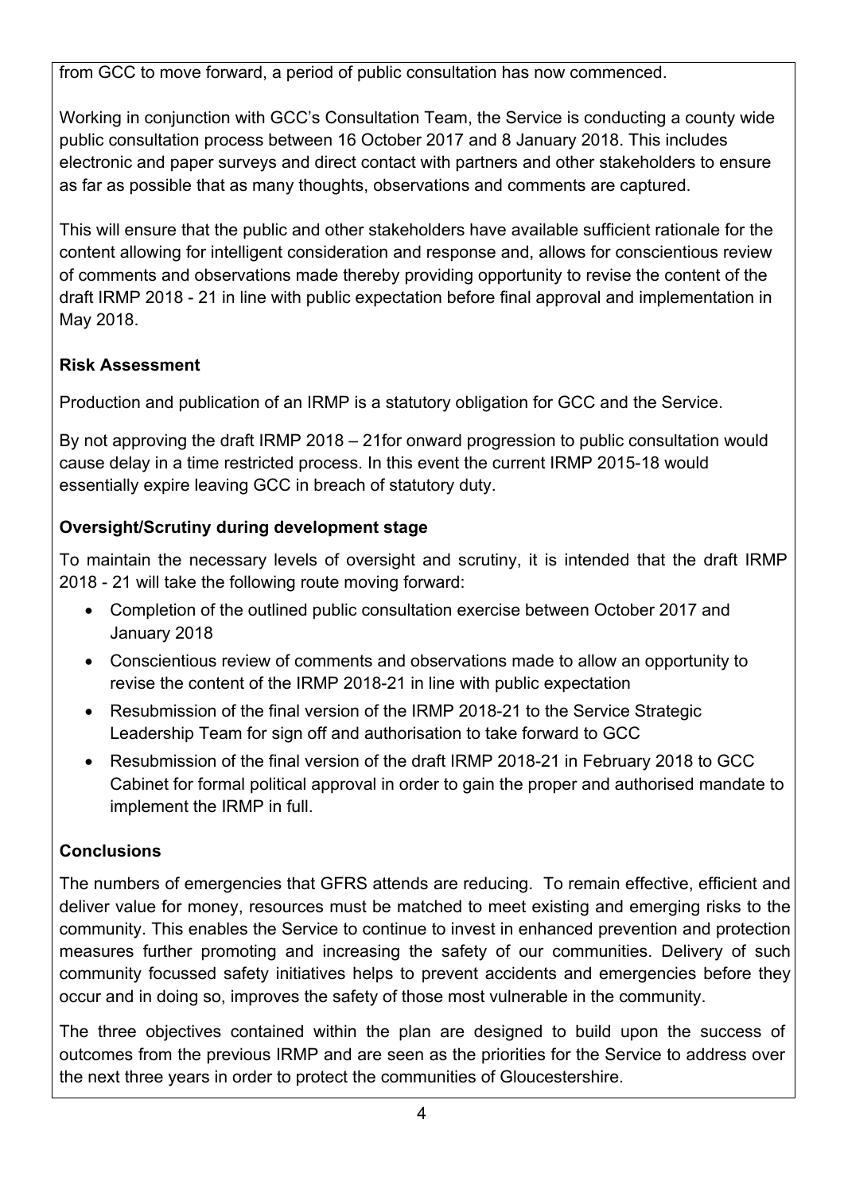from GCC to move forward, a period of public consultation has now commenced.

Working in conjunction with GCC's Consultation Team, the Service is conducting a county wide public consultation process between 16 October 2017 and 8 January 2018. This includes electronic and paper surveys and direct contact with partners and other stakeholders to ensure as far as possible that as many thoughts, observations and comments are captured.

This will ensure that the public and other stakeholders have available sufficient rationale for the content allowing for intelligent consideration and response and, allows for conscientious review of comments and observations made thereby providing opportunity to revise the content of the draft IRMP 2018 - 21 in line with public expectation before final approval and implementation in May 2018.

**Risk Assessment**

Production and publication of an IRMP is a statutory obligation for GCC and the Service.

By not approving the draft IRMP 2018 – 21for onward progression to public consultation would cause delay in a time restricted process. In this event the current IRMP 2015-18 would essentially expire leaving GCC in breach of statutory duty.

**Oversight/Scrutiny during development stage**

To maintain the necessary levels of oversight and scrutiny, it is intended that the draft IRMP 2018 - 21 will take the following route moving forward:

- Completion of the outlined public consultation exercise between October 2017 and January 2018
- Conscientious review of comments and observations made to allow an opportunity to revise the content of the IRMP 2018-21 in line with public expectation
- Resubmission of the final version of the IRMP 2018-21 to the Service Strategic Leadership Team for sign off and authorisation to take forward to GCC
- Resubmission of the final version of the draft IRMP 2018-21 in February 2018 to GCC Cabinet for formal political approval in order to gain the proper and authorised mandate to implement the IRMP in full.

**Conclusions**

The numbers of emergencies that GFRS attends are reducing. To remain effective, efficient and deliver value for money, resources must be matched to meet existing and emerging risks to the community. This enables the Service to continue to invest in enhanced prevention and protection measures further promoting and increasing the safety of our communities. Delivery of such community focussed safety initiatives helps to prevent accidents and emergencies before they occur and in doing so, improves the safety of those most vulnerable in the community.

The three objectives contained within the plan are designed to build upon the success of outcomes from the previous IRMP and are seen as the priorities for the Service to address over the next three years in order to protect the communities of Gloucestershire.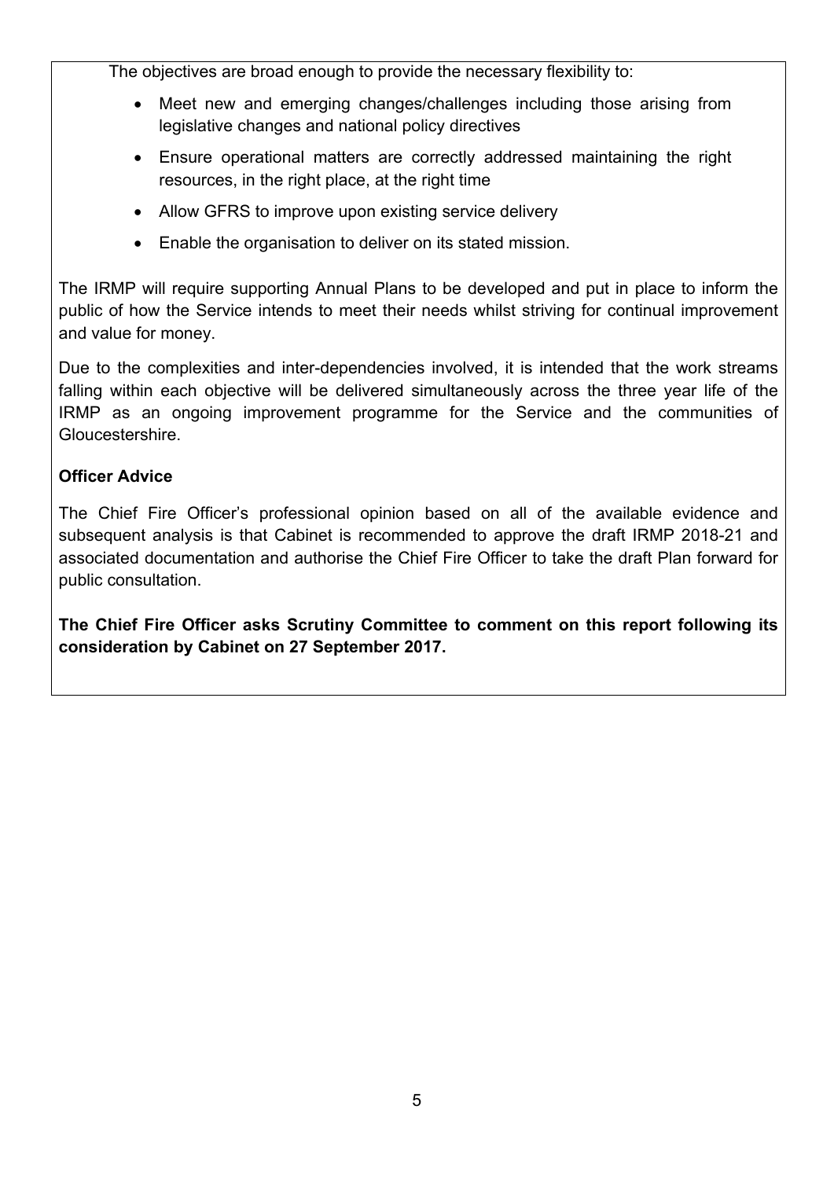The objectives are broad enough to provide the necessary flexibility to:

- Meet new and emerging changes/challenges including those arising from legislative changes and national policy directives
- Ensure operational matters are correctly addressed maintaining the right resources, in the right place, at the right time
- Allow GFRS to improve upon existing service delivery
- Enable the organisation to deliver on its stated mission.

The IRMP will require supporting Annual Plans to be developed and put in place to inform the public of how the Service intends to meet their needs whilst striving for continual improvement and value for money.

Due to the complexities and inter-dependencies involved, it is intended that the work streams falling within each objective will be delivered simultaneously across the three year life of the IRMP as an ongoing improvement programme for the Service and the communities of Gloucestershire.

**Officer Advice**

The Chief Fire Officer's professional opinion based on all of the available evidence and subsequent analysis is that Cabinet is recommended to approve the draft IRMP 2018-21 and associated documentation and authorise the Chief Fire Officer to take the draft Plan forward for public consultation.

**The Chief Fire Officer asks Scrutiny Committee to comment on this report following its consideration by Cabinet on 27 September 2017.**